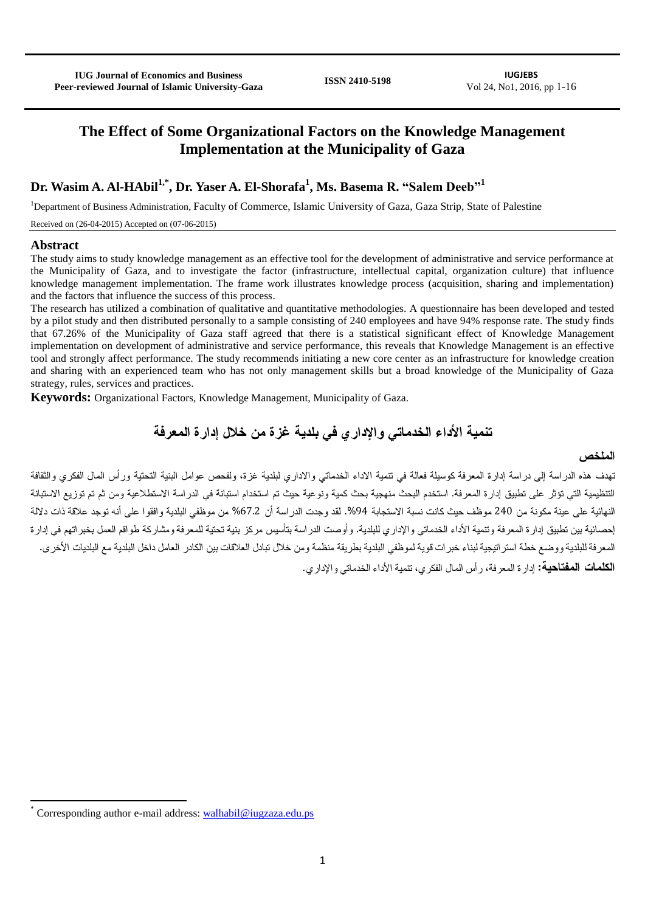# The Effect of Some Organizational Factors on the Knowledge Management Implementation at the Municipality of Gaza

**Dr. Wasim A. Al-HAbil[1,*], Dr. Yaser A. El-Shorafa[1], Ms. Basema R. "Salem Deeb"[1]**

[1]Department of Business Administration, Faculty of Commerce, Islamic University of Gaza, Gaza Strip, State of Palestine

Received on (26-04-2015) Accepted on (07-06-2015)

## Abstract

The study aims to study knowledge management as an effective tool for the development of administrative and service performance at the Municipality of Gaza, and to investigate the factor (infrastructure, intellectual capital, organization culture) that influence knowledge management implementation. The frame work illustrates knowledge process (acquisition, sharing and implementation) and the factors that influence the success of this process.

The research has utilized a combination of qualitative and quantitative methodologies. A questionnaire has been developed and tested by a pilot study and then distributed personally to a sample consisting of 240 employees and have 94% response rate. The study finds that 67.26% of the Municipality of Gaza staff agreed that there is a statistical significant effect of Knowledge Management implementation on development of administrative and service performance, this reveals that Knowledge Management is an effective tool and strongly affect performance. The study recommends initiating a new core center as an infrastructure for knowledge creation and sharing with an experienced team who has not only management skills but a broad knowledge of the Municipality of Gaza strategy, rules, services and practices.

**Keywords:** Organizational Factors, Knowledge Management, Municipality of Gaza.

# تنمية الأداء الخدماتي والإداري في بلدية غزة من خلال إدارة المعرفة

## الملخص

تهدف هذه الدراسة إلى دراسة إدارة المعرفة كوسيلة فعالة في تنمية الاداء الخدماتي والاداري لبلدية غزة، ولفحص عوامل البنية التحتية ورأس المال الفكري والثقافة التنظيمية التي تؤثر على تطبيق إدارة المعرفة. استخدم البحث منهجية بحث كمية ونوعية حيث تم استخدام استبانة في الدراسة الاستطلاعية ومن ثم تم توزيع الاستبانة النهائية على عينة مكونة من 240 موظف حيث كانت نسبة الاستجابة 94%. لقد وجدت الدراسة أن 67.2% من موظفي البلدية وافقوا على أنه توجد علاقة ذات دلالة إحصائية بين تطبيق إدارة المعرفة وتنمية الأداء الخدماتي والإداري للبلدية. وأوصت الدراسة بتأسيس مركز بنية تحتية للمعرفة ومشاركة طواقم العمل بخبراتهم في إدارة المعرفة للبلدية ووضع خطة استراتيجية لبناء خبرات قوية لموظفي البلدية بطريقة منظمة ومن خلال تبادل العلاقات بين الكادر العامل داخل البلدية مع البلديات الأخرى.

**الكلمات المفتاحية:** إدارة المعرفة، رأس المال الفكري، تنمية الأداء الخدماتي والإداري.

---

[*] Corresponding author e-mail address: walhabil@iugzaza.edu.ps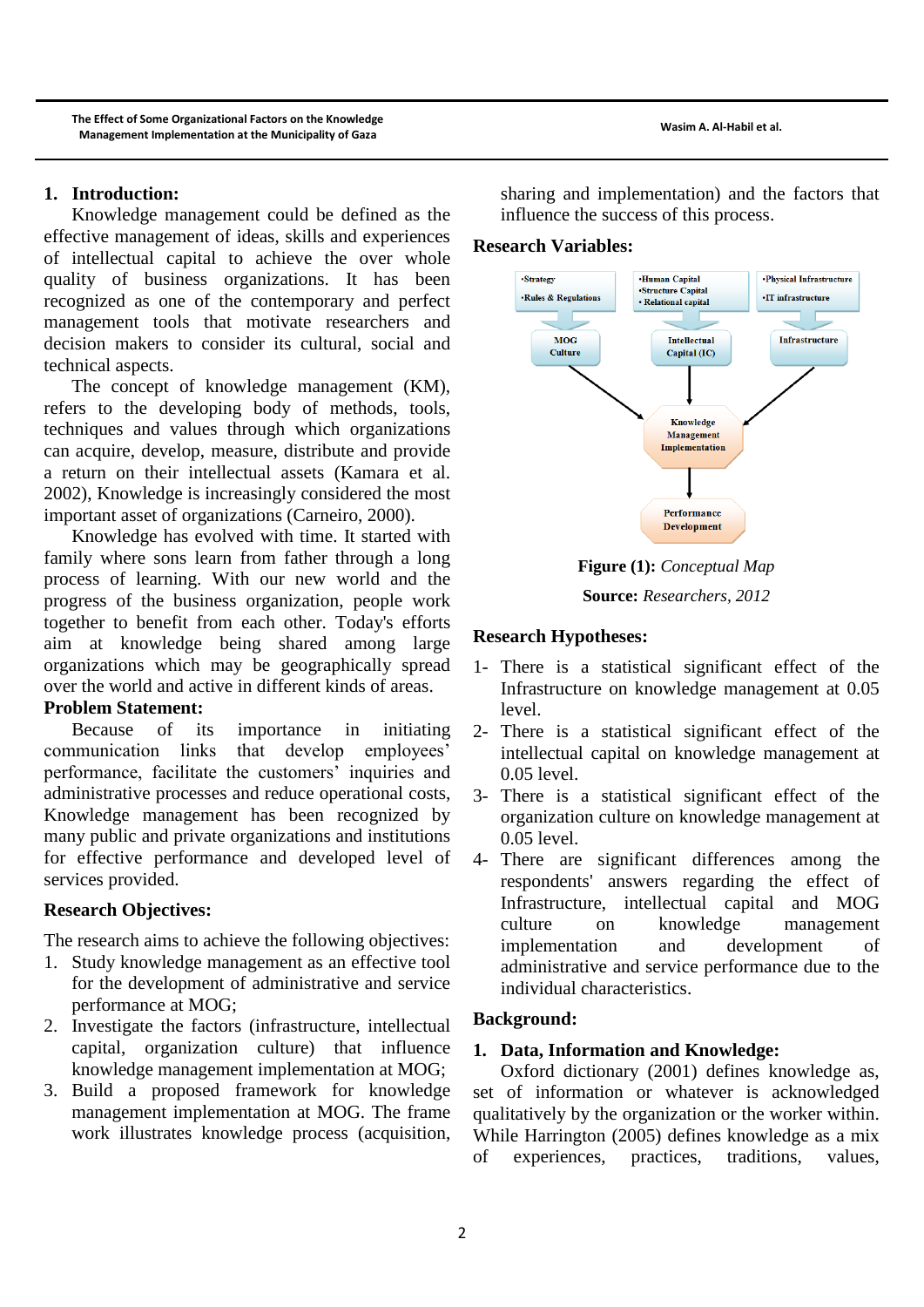## 1. Introduction:

Knowledge management could be defined as the effective management of ideas, skills and experiences of intellectual capital to achieve the over whole quality of business organizations. It has been recognized as one of the contemporary and perfect management tools that motivate researchers and decision makers to consider its cultural, social and technical aspects.

The concept of knowledge management (KM), refers to the developing body of methods, tools, techniques and values through which organizations can acquire, develop, measure, distribute and provide a return on their intellectual assets (Kamara et al. 2002), Knowledge is increasingly considered the most important asset of organizations (Carneiro, 2000).

Knowledge has evolved with time. It started with family where sons learn from father through a long process of learning. With our new world and the progress of the business organization, people work together to benefit from each other. Today's efforts aim at knowledge being shared among large organizations which may be geographically spread over the world and active in different kinds of areas.

**Problem Statement:**

Because of its importance in initiating communication links that develop employees' performance, facilitate the customers' inquiries and administrative processes and reduce operational costs, Knowledge management has been recognized by many public and private organizations and institutions for effective performance and developed level of services provided.

**Research Objectives:**

The research aims to achieve the following objectives:

1. Study knowledge management as an effective tool for the development of administrative and service performance at MOG;
2. Investigate the factors (infrastructure, intellectual capital, organization culture) that influence knowledge management implementation at MOG;
3. Build a proposed framework for knowledge management implementation at MOG. The frame work illustrates knowledge process (acquisition, sharing and implementation) and the factors that influence the success of this process.

**Research Variables:**

•Strategy
•Rules & Regulations
MOG Culture

•Human Capital
•Structure Capital
• Relational capital
Intellectual Capital (IC)

•Physical Infrastructure
•IT infrastructure
Infrastructure

Knowledge Management Implementation

Performance Development

**Figure (1):** *Conceptual Map*

**Source:** *Researchers, 2012*

**Research Hypotheses:**

1- There is a statistical significant effect of the Infrastructure on knowledge management at 0.05 level.

2- There is a statistical significant effect of the intellectual capital on knowledge management at 0.05 level.

3- There is a statistical significant effect of the organization culture on knowledge management at 0.05 level.

4- There are significant differences among the respondents' answers regarding the effect of Infrastructure, intellectual capital and MOG culture on knowledge management implementation and development of administrative and service performance due to the individual characteristics.

**Background:**

**1. Data, Information and Knowledge:**

Oxford dictionary (2001) defines knowledge as, set of information or whatever is acknowledged qualitatively by the organization or the worker within. While Harrington (2005) defines knowledge as a mix of experiences, practices, traditions, values,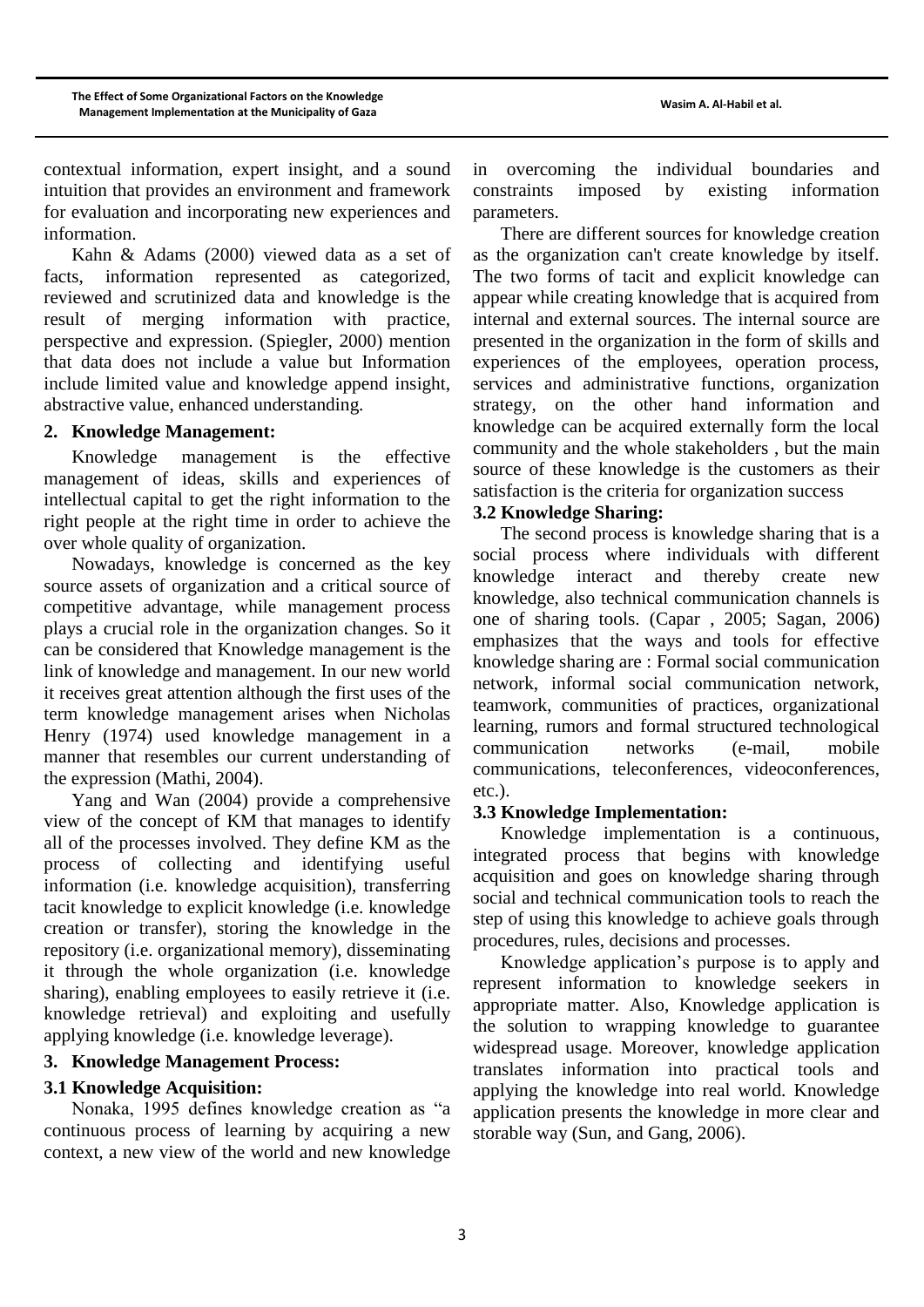contextual information, expert insight, and a sound intuition that provides an environment and framework for evaluation and incorporating new experiences and information.

Kahn & Adams (2000) viewed data as a set of facts, information represented as categorized, reviewed and scrutinized data and knowledge is the result of merging information with practice, perspective and expression. (Spiegler, 2000) mention that data does not include a value but Information include limited value and knowledge append insight, abstractive value, enhanced understanding.

## 2. Knowledge Management:

Knowledge management is the effective management of ideas, skills and experiences of intellectual capital to get the right information to the right people at the right time in order to achieve the over whole quality of organization.

Nowadays, knowledge is concerned as the key source assets of organization and a critical source of competitive advantage, while management process plays a crucial role in the organization changes. So it can be considered that Knowledge management is the link of knowledge and management. In our new world it receives great attention although the first uses of the term knowledge management arises when Nicholas Henry (1974) used knowledge management in a manner that resembles our current understanding of the expression (Mathi, 2004).

Yang and Wan (2004) provide a comprehensive view of the concept of KM that manages to identify all of the processes involved. They define KM as the process of collecting and identifying useful information (i.e. knowledge acquisition), transferring tacit knowledge to explicit knowledge (i.e. knowledge creation or transfer), storing the knowledge in the repository (i.e. organizational memory), disseminating it through the whole organization (i.e. knowledge sharing), enabling employees to easily retrieve it (i.e. knowledge retrieval) and exploiting and usefully applying knowledge (i.e. knowledge leverage).

## 3. Knowledge Management Process:

### 3.1 Knowledge Acquisition:

Nonaka, 1995 defines knowledge creation as "a continuous process of learning by acquiring a new context, a new view of the world and new knowledge in overcoming the individual boundaries and constraints imposed by existing information parameters.

There are different sources for knowledge creation as the organization can't create knowledge by itself. The two forms of tacit and explicit knowledge can appear while creating knowledge that is acquired from internal and external sources. The internal source are presented in the organization in the form of skills and experiences of the employees, operation process, services and administrative functions, organization strategy, on the other hand information and knowledge can be acquired externally form the local community and the whole stakeholders , but the main source of these knowledge is the customers as their satisfaction is the criteria for organization success

### 3.2 Knowledge Sharing:

The second process is knowledge sharing that is a social process where individuals with different knowledge interact and thereby create new knowledge, also technical communication channels is one of sharing tools. (Capar , 2005; Sagan, 2006) emphasizes that the ways and tools for effective knowledge sharing are : Formal social communication network, informal social communication network, teamwork, communities of practices, organizational learning, rumors and formal structured technological communication networks (e-mail, mobile communications, teleconferences, videoconferences, etc.).

### 3.3 Knowledge Implementation:

Knowledge implementation is a continuous, integrated process that begins with knowledge acquisition and goes on knowledge sharing through social and technical communication tools to reach the step of using this knowledge to achieve goals through procedures, rules, decisions and processes.

Knowledge application's purpose is to apply and represent information to knowledge seekers in appropriate matter. Also, Knowledge application is the solution to wrapping knowledge to guarantee widespread usage. Moreover, knowledge application translates information into practical tools and applying the knowledge into real world. Knowledge application presents the knowledge in more clear and storable way (Sun, and Gang, 2006).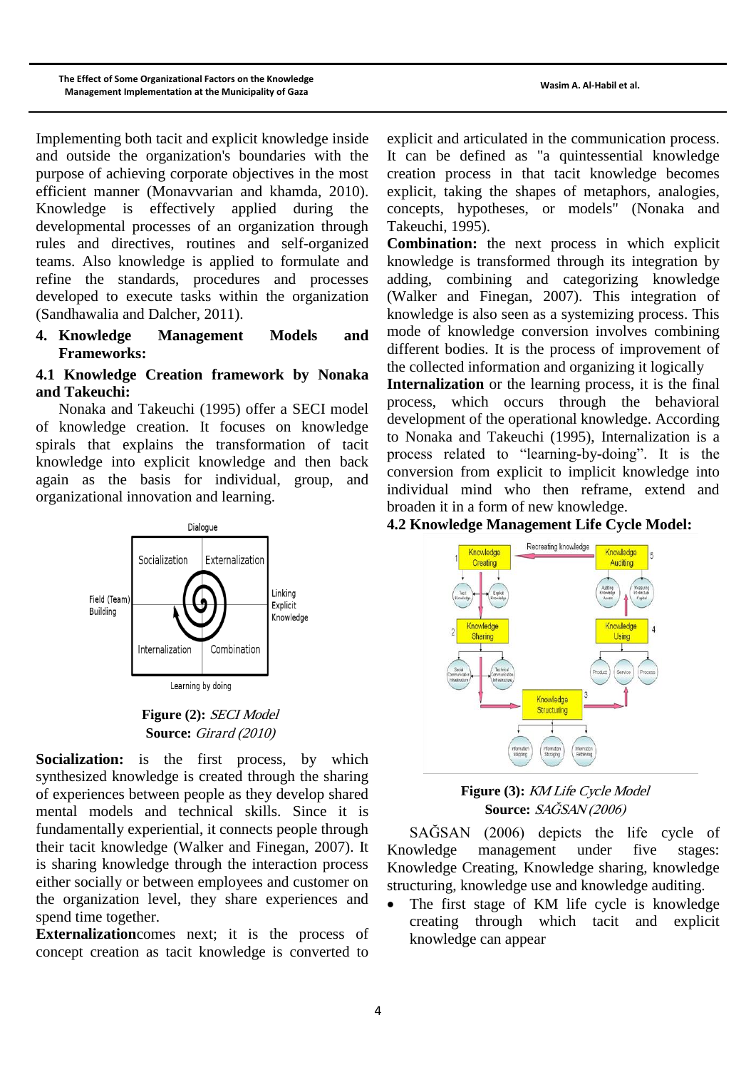Implementing both tacit and explicit knowledge inside and outside the organization's boundaries with the purpose of achieving corporate objectives in the most efficient manner (Monavvarian and khamda, 2010). Knowledge is effectively applied during the developmental processes of an organization through rules and directives, routines and self-organized teams. Also knowledge is applied to formulate and refine the standards, procedures and processes developed to execute tasks within the organization (Sandhawalia and Dalcher, 2011).

## 4. Knowledge Management Models and Frameworks:

### 4.1 Knowledge Creation framework by Nonaka and Takeuchi:

Nonaka and Takeuchi (1995) offer a SECI model of knowledge creation. It focuses on knowledge spirals that explains the transformation of tacit knowledge into explicit knowledge and then back again as the basis for individual, group, and organizational innovation and learning.

Dialogue

Socialization

Externalization

Field (Team) Building

Linking Explicit Knowledge

Internalization

Combination

Learning by doing

**Figure (2):** *SECI Model*
**Source:** *Girard (2010)*

**Socialization:** is the first process, by which synthesized knowledge is created through the sharing of experiences between people as they develop shared mental models and technical skills. Since it is fundamentally experiential, it connects people through their tacit knowledge (Walker and Finegan, 2007). It is sharing knowledge through the interaction process either socially or between employees and customer on the organization level, they share experiences and spend time together.

**Externalization**comes next; it is the process of concept creation as tacit knowledge is converted to explicit and articulated in the communication process. It can be defined as "a quintessential knowledge creation process in that tacit knowledge becomes explicit, taking the shapes of metaphors, analogies, concepts, hypotheses, or models" (Nonaka and Takeuchi, 1995).

**Combination:** the next process in which explicit knowledge is transformed through its integration by adding, combining and categorizing knowledge (Walker and Finegan, 2007). This integration of knowledge is also seen as a systemizing process. This mode of knowledge conversion involves combining different bodies. It is the process of improvement of the collected information and organizing it logically

**Internalization** or the learning process, it is the final process, which occurs through the behavioral development of the operational knowledge. According to Nonaka and Takeuchi (1995), Internalization is a process related to "learning-by-doing". It is the conversion from explicit to implicit knowledge into individual mind who then reframe, extend and broaden it in a form of new knowledge.

### 4.2 Knowledge Management Life Cycle Model:

Recreating knowledge

1 Knowledge Creating

Tacit Knowledge

Explicit Knowledge

2 Knowledge Sharing

Social Communication Infrastructure

Technical Communication Infrastructure

3 Knowledge Structuring

Information Mapping

Information Storaging

Information Retrieving

4 Knowledge Using

Product

Service

Process

5 Knowledge Auditing

Auditing Knowledge Assets

Measuring Intellectual Capital

**Figure (3):** *KM Life Cycle Model*
**Source:** *SAĞSAN (2006)*

SAĞSAN (2006) depicts the life cycle of Knowledge management under five stages: Knowledge Creating, Knowledge sharing, knowledge structuring, knowledge use and knowledge auditing.

- The first stage of KM life cycle is knowledge creating through which tacit and explicit knowledge can appear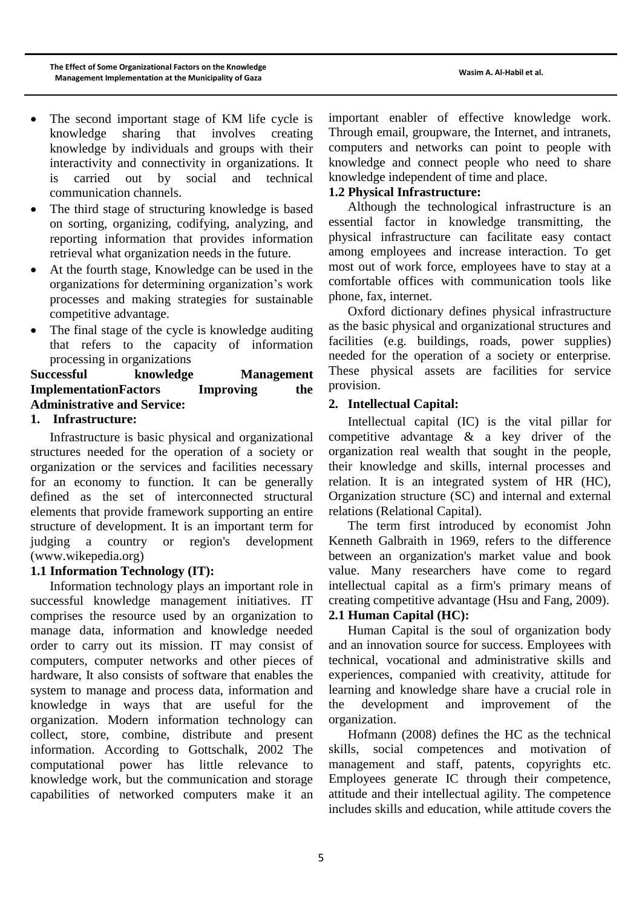- The second important stage of KM life cycle is knowledge sharing that involves creating knowledge by individuals and groups with their interactivity and connectivity in organizations. It is carried out by social and technical communication channels.
- The third stage of structuring knowledge is based on sorting, organizing, codifying, analyzing, and reporting information that provides information retrieval what organization needs in the future.
- At the fourth stage, Knowledge can be used in the organizations for determining organization's work processes and making strategies for sustainable competitive advantage.
- The final stage of the cycle is knowledge auditing that refers to the capacity of information processing in organizations

**Successful knowledge Management ImplementationFactors Improving the Administrative and Service:**

**1. Infrastructure:**

Infrastructure is basic physical and organizational structures needed for the operation of a society or organization or the services and facilities necessary for an economy to function. It can be generally defined as the set of interconnected structural elements that provide framework supporting an entire structure of development. It is an important term for judging a country or region's development (www.wikepedia.org)

**1.1 Information Technology (IT):**

Information technology plays an important role in successful knowledge management initiatives. IT comprises the resource used by an organization to manage data, information and knowledge needed order to carry out its mission. IT may consist of computers, computer networks and other pieces of hardware, It also consists of software that enables the system to manage and process data, information and knowledge in ways that are useful for the organization. Modern information technology can collect, store, combine, distribute and present information. According to Gottschalk, 2002 The computational power has little relevance to knowledge work, but the communication and storage capabilities of networked computers make it an important enabler of effective knowledge work. Through email, groupware, the Internet, and intranets, computers and networks can point to people with knowledge and connect people who need to share knowledge independent of time and place.

**1.2 Physical Infrastructure:**

Although the technological infrastructure is an essential factor in knowledge transmitting, the physical infrastructure can facilitate easy contact among employees and increase interaction. To get most out of work force, employees have to stay at a comfortable offices with communication tools like phone, fax, internet.

Oxford dictionary defines physical infrastructure as the basic physical and organizational structures and facilities (e.g. buildings, roads, power supplies) needed for the operation of a society or enterprise. These physical assets are facilities for service provision.

**2. Intellectual Capital:**

Intellectual capital (IC) is the vital pillar for competitive advantage & a key driver of the organization real wealth that sought in the people, their knowledge and skills, internal processes and relation. It is an integrated system of HR (HC), Organization structure (SC) and internal and external relations (Relational Capital).

The term first introduced by economist John Kenneth Galbraith in 1969, refers to the difference between an organization's market value and book value. Many researchers have come to regard intellectual capital as a firm's primary means of creating competitive advantage (Hsu and Fang, 2009).

**2.1 Human Capital (HC):**

Human Capital is the soul of organization body and an innovation source for success. Employees with technical, vocational and administrative skills and experiences, companied with creativity, attitude for learning and knowledge share have a crucial role in the development and improvement of the organization.

Hofmann (2008) defines the HC as the technical skills, social competences and motivation of management and staff, patents, copyrights etc. Employees generate IC through their competence, attitude and their intellectual agility. The competence includes skills and education, while attitude covers the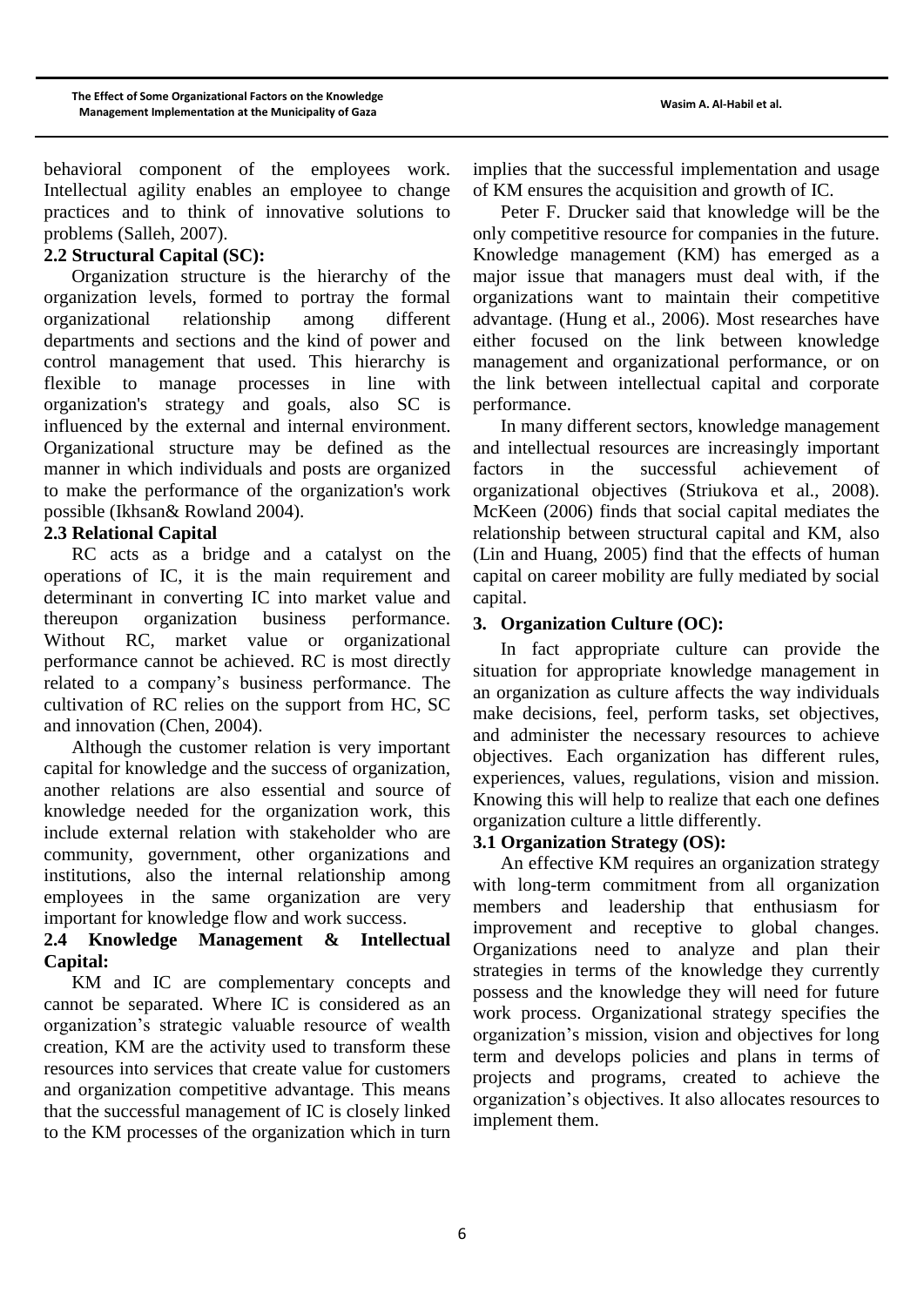behavioral component of the employees work. Intellectual agility enables an employee to change practices and to think of innovative solutions to problems (Salleh, 2007).

### 2.2 Structural Capital (SC):

Organization structure is the hierarchy of the organization levels, formed to portray the formal organizational relationship among different departments and sections and the kind of power and control management that used. This hierarchy is flexible to manage processes in line with organization's strategy and goals, also SC is influenced by the external and internal environment. Organizational structure may be defined as the manner in which individuals and posts are organized to make the performance of the organization's work possible (Ikhsan& Rowland 2004).

### 2.3 Relational Capital

RC acts as a bridge and a catalyst on the operations of IC, it is the main requirement and determinant in converting IC into market value and thereupon organization business performance. Without RC, market value or organizational performance cannot be achieved. RC is most directly related to a company's business performance. The cultivation of RC relies on the support from HC, SC and innovation (Chen, 2004).

Although the customer relation is very important capital for knowledge and the success of organization, another relations are also essential and source of knowledge needed for the organization work, this include external relation with stakeholder who are community, government, other organizations and institutions, also the internal relationship among employees in the same organization are very important for knowledge flow and work success.

### 2.4 Knowledge Management & Intellectual Capital:

KM and IC are complementary concepts and cannot be separated. Where IC is considered as an organization's strategic valuable resource of wealth creation, KM are the activity used to transform these resources into services that create value for customers and organization competitive advantage. This means that the successful management of IC is closely linked to the KM processes of the organization which in turn implies that the successful implementation and usage of KM ensures the acquisition and growth of IC.

Peter F. Drucker said that knowledge will be the only competitive resource for companies in the future. Knowledge management (KM) has emerged as a major issue that managers must deal with, if the organizations want to maintain their competitive advantage. (Hung et al., 2006). Most researches have either focused on the link between knowledge management and organizational performance, or on the link between intellectual capital and corporate performance.

In many different sectors, knowledge management and intellectual resources are increasingly important factors in the successful achievement of organizational objectives (Striukova et al., 2008). McKeen (2006) finds that social capital mediates the relationship between structural capital and KM, also (Lin and Huang, 2005) find that the effects of human capital on career mobility are fully mediated by social capital.

## 3. Organization Culture (OC):

In fact appropriate culture can provide the situation for appropriate knowledge management in an organization as culture affects the way individuals make decisions, feel, perform tasks, set objectives, and administer the necessary resources to achieve objectives. Each organization has different rules, experiences, values, regulations, vision and mission. Knowing this will help to realize that each one defines organization culture a little differently.

### 3.1 Organization Strategy (OS):

An effective KM requires an organization strategy with long-term commitment from all organization members and leadership that enthusiasm for improvement and receptive to global changes. Organizations need to analyze and plan their strategies in terms of the knowledge they currently possess and the knowledge they will need for future work process. Organizational strategy specifies the organization's mission, vision and objectives for long term and develops policies and plans in terms of projects and programs, created to achieve the organization's objectives. It also allocates resources to implement them.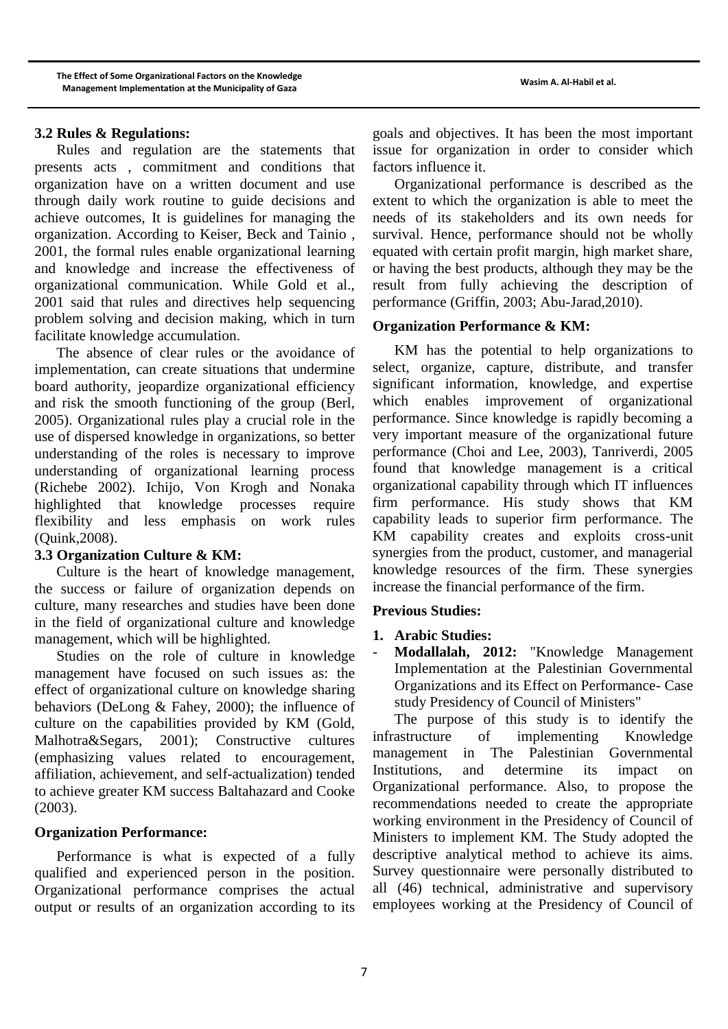### 3.2 Rules & Regulations:

Rules and regulation are the statements that presents acts , commitment and conditions that organization have on a written document and use through daily work routine to guide decisions and achieve outcomes, It is guidelines for managing the organization. According to Keiser, Beck and Tainio , 2001, the formal rules enable organizational learning and knowledge and increase the effectiveness of organizational communication. While Gold et al., 2001 said that rules and directives help sequencing problem solving and decision making, which in turn facilitate knowledge accumulation.

The absence of clear rules or the avoidance of implementation, can create situations that undermine board authority, jeopardize organizational efficiency and risk the smooth functioning of the group (Berl, 2005). Organizational rules play a crucial role in the use of dispersed knowledge in organizations, so better understanding of the roles is necessary to improve understanding of organizational learning process (Richebe 2002). Ichijo, Von Krogh and Nonaka highlighted that knowledge processes require flexibility and less emphasis on work rules (Quink,2008).

### 3.3 Organization Culture & KM:

Culture is the heart of knowledge management, the success or failure of organization depends on culture, many researches and studies have been done in the field of organizational culture and knowledge management, which will be highlighted.

Studies on the role of culture in knowledge management have focused on such issues as: the effect of organizational culture on knowledge sharing behaviors (DeLong & Fahey, 2000); the influence of culture on the capabilities provided by KM (Gold, Malhotra&Segars, 2001); Constructive cultures (emphasizing values related to encouragement, affiliation, achievement, and self-actualization) tended to achieve greater KM success Baltahazard and Cooke (2003).

### Organization Performance:

Performance is what is expected of a fully qualified and experienced person in the position. Organizational performance comprises the actual output or results of an organization according to its goals and objectives. It has been the most important issue for organization in order to consider which factors influence it.

Organizational performance is described as the extent to which the organization is able to meet the needs of its stakeholders and its own needs for survival. Hence, performance should not be wholly equated with certain profit margin, high market share, or having the best products, although they may be the result from fully achieving the description of performance (Griffin, 2003; Abu-Jarad,2010).

### Organization Performance & KM:

KM has the potential to help organizations to select, organize, capture, distribute, and transfer significant information, knowledge, and expertise which enables improvement of organizational performance. Since knowledge is rapidly becoming a very important measure of the organizational future performance (Choi and Lee, 2003), Tanriverdi, 2005 found that knowledge management is a critical organizational capability through which IT influences firm performance. His study shows that KM capability leads to superior firm performance. The KM capability creates and exploits cross-unit synergies from the product, customer, and managerial knowledge resources of the firm. These synergies increase the financial performance of the firm.

### Previous Studies:

**1. Arabic Studies:**

- **Modallalah, 2012:** "Knowledge Management Implementation at the Palestinian Governmental Organizations and its Effect on Performance- Case study Presidency of Council of Ministers"

The purpose of this study is to identify the infrastructure of implementing Knowledge management in The Palestinian Governmental Institutions, and determine its impact on Organizational performance. Also, to propose the recommendations needed to create the appropriate working environment in the Presidency of Council of Ministers to implement KM. The Study adopted the descriptive analytical method to achieve its aims. Survey questionnaire were personally distributed to all (46) technical, administrative and supervisory employees working at the Presidency of Council of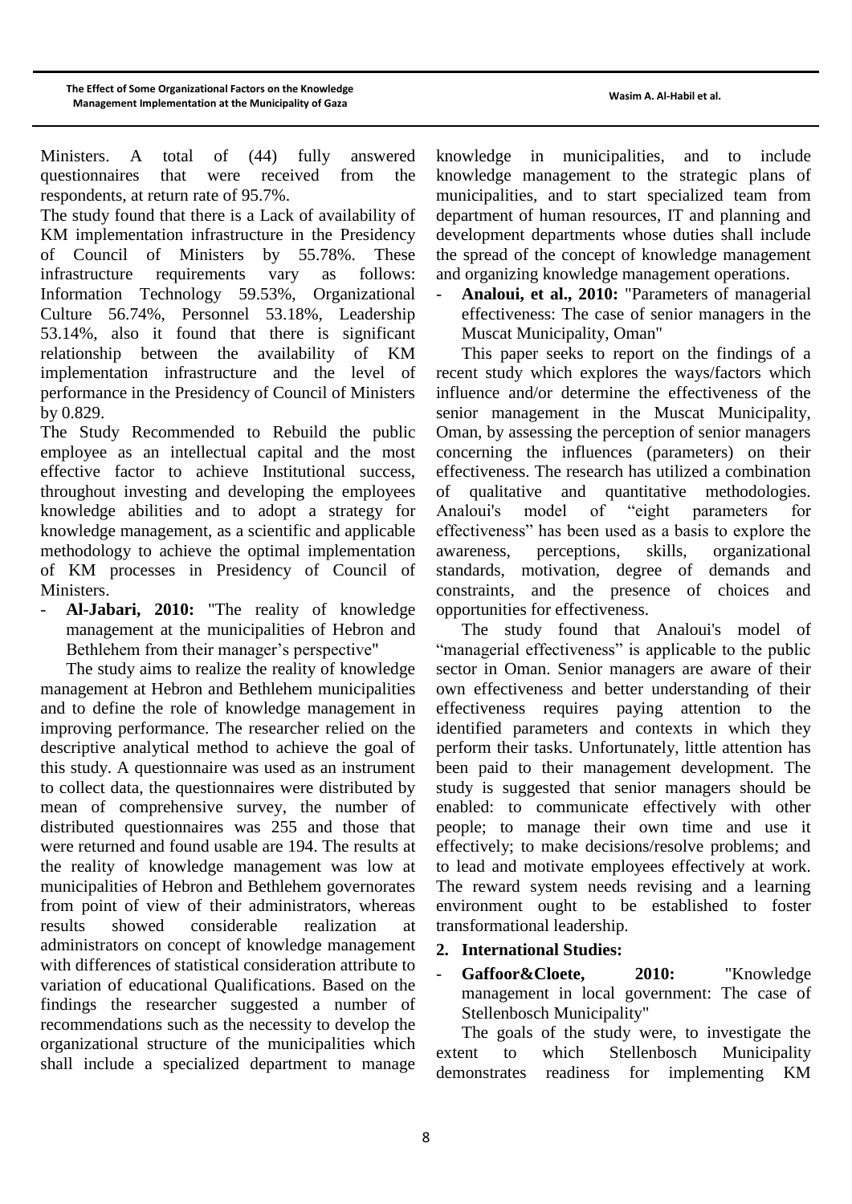Ministers. A total of (44) fully answered questionnaires that were received from the respondents, at return rate of 95.7%.

The study found that there is a Lack of availability of KM implementation infrastructure in the Presidency of Council of Ministers by 55.78%. These infrastructure requirements vary as follows: Information Technology 59.53%, Organizational Culture 56.74%, Personnel 53.18%, Leadership 53.14%, also it found that there is significant relationship between the availability of KM implementation infrastructure and the level of performance in the Presidency of Council of Ministers by 0.829.

The Study Recommended to Rebuild the public employee as an intellectual capital and the most effective factor to achieve Institutional success, throughout investing and developing the employees knowledge abilities and to adopt a strategy for knowledge management, as a scientific and applicable methodology to achieve the optimal implementation of KM processes in Presidency of Council of Ministers.

- **Al-Jabari, 2010:** "The reality of knowledge management at the municipalities of Hebron and Bethlehem from their manager's perspective"

The study aims to realize the reality of knowledge management at Hebron and Bethlehem municipalities and to define the role of knowledge management in improving performance. The researcher relied on the descriptive analytical method to achieve the goal of this study. A questionnaire was used as an instrument to collect data, the questionnaires were distributed by mean of comprehensive survey, the number of distributed questionnaires was 255 and those that were returned and found usable are 194. The results at the reality of knowledge management was low at municipalities of Hebron and Bethlehem governorates from point of view of their administrators, whereas results showed considerable realization at administrators on concept of knowledge management with differences of statistical consideration attribute to variation of educational Qualifications. Based on the findings the researcher suggested a number of recommendations such as the necessity to develop the organizational structure of the municipalities which shall include a specialized department to manage knowledge in municipalities, and to include knowledge management to the strategic plans of municipalities, and to start specialized team from department of human resources, IT and planning and development departments whose duties shall include the spread of the concept of knowledge management and organizing knowledge management operations.

- **Analoui, et al., 2010:** "Parameters of managerial effectiveness: The case of senior managers in the Muscat Municipality, Oman"

This paper seeks to report on the findings of a recent study which explores the ways/factors which influence and/or determine the effectiveness of the senior management in the Muscat Municipality, Oman, by assessing the perception of senior managers concerning the influences (parameters) on their effectiveness. The research has utilized a combination of qualitative and quantitative methodologies. Analoui's model of "eight parameters for effectiveness" has been used as a basis to explore the awareness, perceptions, skills, organizational standards, motivation, degree of demands and constraints, and the presence of choices and opportunities for effectiveness.

The study found that Analoui's model of "managerial effectiveness" is applicable to the public sector in Oman. Senior managers are aware of their own effectiveness and better understanding of their effectiveness requires paying attention to the identified parameters and contexts in which they perform their tasks. Unfortunately, little attention has been paid to their management development. The study is suggested that senior managers should be enabled: to communicate effectively with other people; to manage their own time and use it effectively; to make decisions/resolve problems; and to lead and motivate employees effectively at work. The reward system needs revising and a learning environment ought to be established to foster transformational leadership.

## 2. International Studies:

- **Gaffoor&Cloete, 2010:** "Knowledge management in local government: The case of Stellenbosch Municipality"

The goals of the study were, to investigate the extent to which Stellenbosch Municipality demonstrates readiness for implementing KM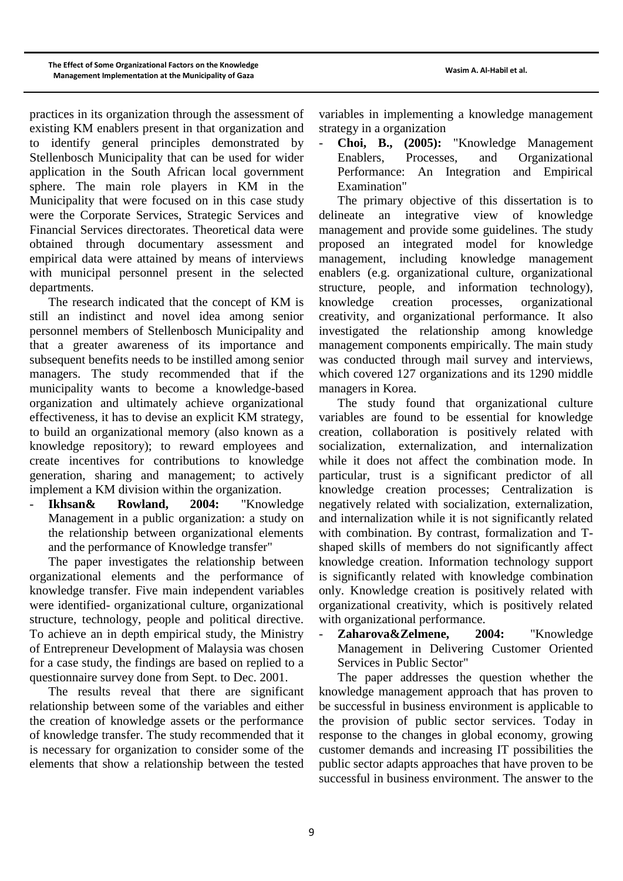practices in its organization through the assessment of existing KM enablers present in that organization and to identify general principles demonstrated by Stellenbosch Municipality that can be used for wider application in the South African local government sphere. The main role players in KM in the Municipality that were focused on in this case study were the Corporate Services, Strategic Services and Financial Services directorates. Theoretical data were obtained through documentary assessment and empirical data were attained by means of interviews with municipal personnel present in the selected departments.

The research indicated that the concept of KM is still an indistinct and novel idea among senior personnel members of Stellenbosch Municipality and that a greater awareness of its importance and subsequent benefits needs to be instilled among senior managers. The study recommended that if the municipality wants to become a knowledge-based organization and ultimately achieve organizational effectiveness, it has to devise an explicit KM strategy, to build an organizational memory (also known as a knowledge repository); to reward employees and create incentives for contributions to knowledge generation, sharing and management; to actively implement a KM division within the organization.

- **Ikhsan& Rowland, 2004:** "Knowledge Management in a public organization: a study on the relationship between organizational elements and the performance of Knowledge transfer"

The paper investigates the relationship between organizational elements and the performance of knowledge transfer. Five main independent variables were identified- organizational culture, organizational structure, technology, people and political directive. To achieve an in depth empirical study, the Ministry of Entrepreneur Development of Malaysia was chosen for a case study, the findings are based on replied to a questionnaire survey done from Sept. to Dec. 2001.

The results reveal that there are significant relationship between some of the variables and either the creation of knowledge assets or the performance of knowledge transfer. The study recommended that it is necessary for organization to consider some of the elements that show a relationship between the tested variables in implementing a knowledge management strategy in a organization

- **Choi, B., (2005):** "Knowledge Management Enablers, Processes, and Organizational Performance: An Integration and Empirical Examination"

The primary objective of this dissertation is to delineate an integrative view of knowledge management and provide some guidelines. The study proposed an integrated model for knowledge management, including knowledge management enablers (e.g. organizational culture, organizational structure, people, and information technology), knowledge creation processes, organizational creativity, and organizational performance. It also investigated the relationship among knowledge management components empirically. The main study was conducted through mail survey and interviews, which covered 127 organizations and its 1290 middle managers in Korea.

The study found that organizational culture variables are found to be essential for knowledge creation, collaboration is positively related with socialization, externalization, and internalization while it does not affect the combination mode. In particular, trust is a significant predictor of all knowledge creation processes; Centralization is negatively related with socialization, externalization, and internalization while it is not significantly related with combination. By contrast, formalization and T-shaped skills of members do not significantly affect knowledge creation. Information technology support is significantly related with knowledge combination only. Knowledge creation is positively related with organizational creativity, which is positively related with organizational performance.

- **Zaharova&Zelmene, 2004:** "Knowledge Management in Delivering Customer Oriented Services in Public Sector"

The paper addresses the question whether the knowledge management approach that has proven to be successful in business environment is applicable to the provision of public sector services. Today in response to the changes in global economy, growing customer demands and increasing IT possibilities the public sector adapts approaches that have proven to be successful in business environment. The answer to the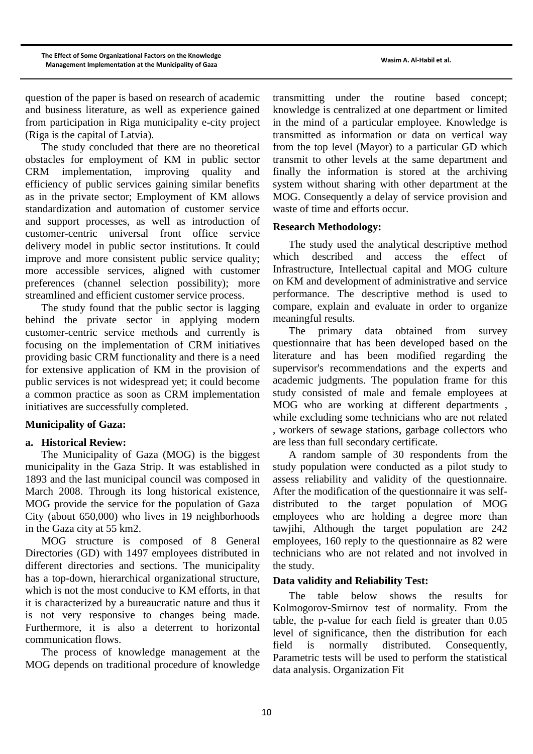question of the paper is based on research of academic and business literature, as well as experience gained from participation in Riga municipality e-city project (Riga is the capital of Latvia).

The study concluded that there are no theoretical obstacles for employment of KM in public sector CRM implementation, improving quality and efficiency of public services gaining similar benefits as in the private sector; Employment of KM allows standardization and automation of customer service and support processes, as well as introduction of customer-centric universal front office service delivery model in public sector institutions. It could improve and more consistent public service quality; more accessible services, aligned with customer preferences (channel selection possibility); more streamlined and efficient customer service process.

The study found that the public sector is lagging behind the private sector in applying modern customer-centric service methods and currently is focusing on the implementation of CRM initiatives providing basic CRM functionality and there is a need for extensive application of KM in the provision of public services is not widespread yet; it could become a common practice as soon as CRM implementation initiatives are successfully completed.

**Municipality of Gaza:**

**a. Historical Review:**

The Municipality of Gaza (MOG) is the biggest municipality in the Gaza Strip. It was established in 1893 and the last municipal council was composed in March 2008. Through its long historical existence, MOG provide the service for the population of Gaza City (about 650,000) who lives in 19 neighborhoods in the Gaza city at 55 km2.

MOG structure is composed of 8 General Directories (GD) with 1497 employees distributed in different directories and sections. The municipality has a top-down, hierarchical organizational structure, which is not the most conducive to KM efforts, in that it is characterized by a bureaucratic nature and thus it is not very responsive to changes being made. Furthermore, it is also a deterrent to horizontal communication flows.

The process of knowledge management at the MOG depends on traditional procedure of knowledge transmitting under the routine based concept; knowledge is centralized at one department or limited in the mind of a particular employee. Knowledge is transmitted as information or data on vertical way from the top level (Mayor) to a particular GD which transmit to other levels at the same department and finally the information is stored at the archiving system without sharing with other department at the MOG. Consequently a delay of service provision and waste of time and efforts occur.

**Research Methodology:**

The study used the analytical descriptive method which described and access the effect of Infrastructure, Intellectual capital and MOG culture on KM and development of administrative and service performance. The descriptive method is used to compare, explain and evaluate in order to organize meaningful results.

The primary data obtained from survey questionnaire that has been developed based on the literature and has been modified regarding the supervisor's recommendations and the experts and academic judgments. The population frame for this study consisted of male and female employees at MOG who are working at different departments , while excluding some technicians who are not related , workers of sewage stations, garbage collectors who are less than full secondary certificate.

A random sample of 30 respondents from the study population were conducted as a pilot study to assess reliability and validity of the questionnaire. After the modification of the questionnaire it was self-distributed to the target population of MOG employees who are holding a degree more than tawjihi, Although the target population are 242 employees, 160 reply to the questionnaire as 82 were technicians who are not related and not involved in the study.

**Data validity and Reliability Test:**

The table below shows the results for Kolmogorov-Smirnov test of normality. From the table, the p-value for each field is greater than 0.05 level of significance, then the distribution for each field is normally distributed. Consequently, Parametric tests will be used to perform the statistical data analysis. Organization Fit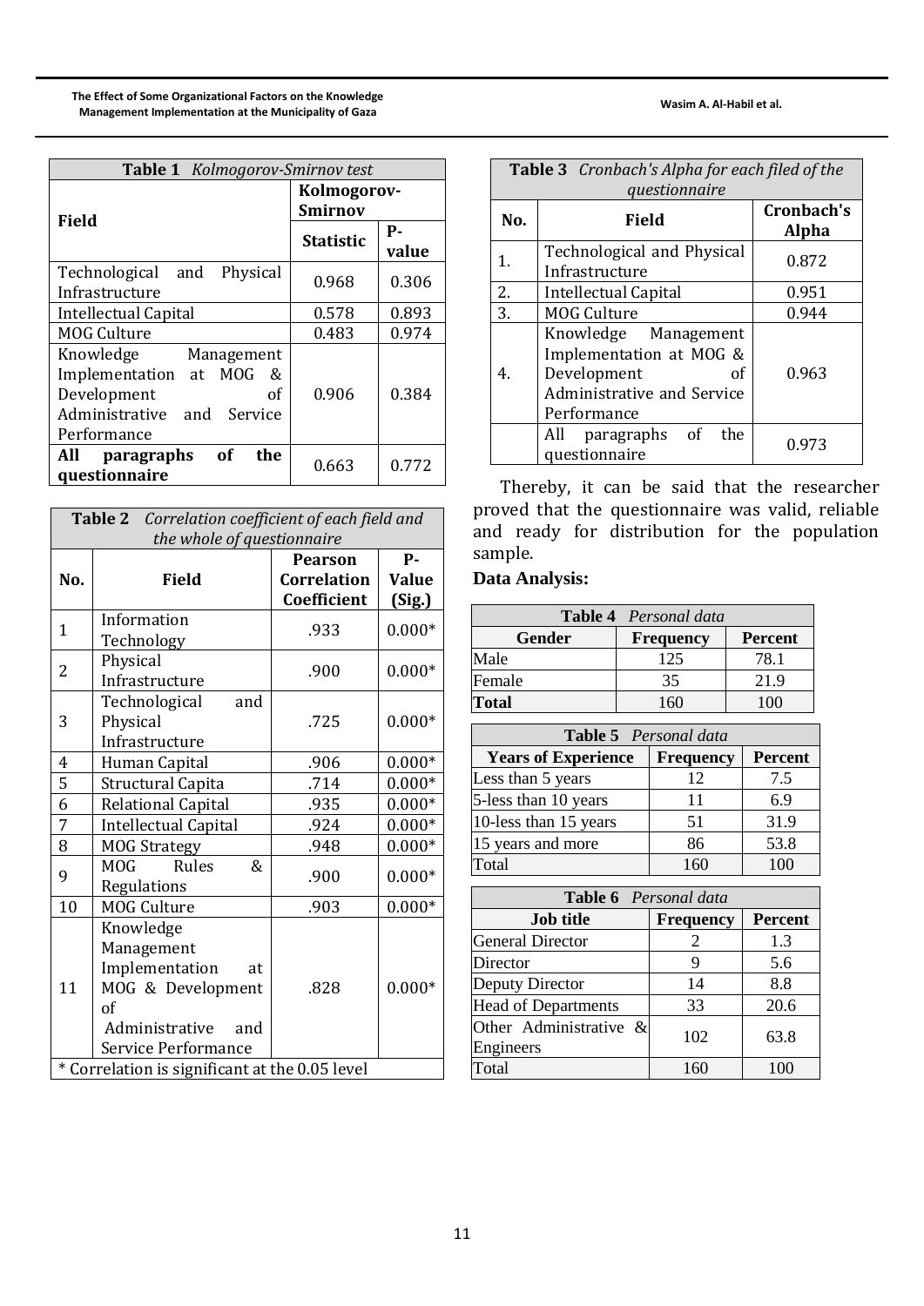**Table 1** *Kolmogorov-Smirnov test*

| Field | Kolmogorov-Smirnov | |
|---|---|---|
| | Statistic | P-value |
| Technological and Physical Infrastructure | 0.968 | 0.306 |
| Intellectual Capital | 0.578 | 0.893 |
| MOG Culture | 0.483 | 0.974 |
| Knowledge Management Implementation at MOG & Development of Administrative and Service Performance | 0.906 | 0.384 |
| **All paragraphs of the questionnaire** | 0.663 | 0.772 |

**Table 2** *Correlation coefficient of each field and the whole of questionnaire*

| No. | Field | Pearson Correlation Coefficient | P-Value (Sig.) |
|---|---|---|---|
| 1 | Information Technology | .933 | 0.000* |
| 2 | Physical Infrastructure | .900 | 0.000* |
| 3 | Technological and Physical Infrastructure | .725 | 0.000* |
| 4 | Human Capital | .906 | 0.000* |
| 5 | Structural Capita | .714 | 0.000* |
| 6 | Relational Capital | .935 | 0.000* |
| 7 | Intellectual Capital | .924 | 0.000* |
| 8 | MOG Strategy | .948 | 0.000* |
| 9 | MOG Rules & Regulations | .900 | 0.000* |
| 10 | MOG Culture | .903 | 0.000* |
| 11 | Knowledge Management Implementation at MOG & Development of Administrative and Service Performance | .828 | 0.000* |

* Correlation is significant at the 0.05 level

**Table 3** *Cronbach's Alpha for each filed of the questionnaire*

| No. | Field | Cronbach's Alpha |
|---|---|---|
| 1. | Technological and Physical Infrastructure | 0.872 |
| 2. | Intellectual Capital | 0.951 |
| 3. | MOG Culture | 0.944 |
| 4. | Knowledge Management Implementation at MOG & Development of Administrative and Service Performance | 0.963 |
| | All paragraphs of the questionnaire | 0.973 |

Thereby, it can be said that the researcher proved that the questionnaire was valid, reliable and ready for distribution for the population sample.

**Data Analysis:**

**Table 4** *Personal data*

| Gender | Frequency | Percent |
|---|---|---|
| Male | 125 | 78.1 |
| Female | 35 | 21.9 |
| **Total** | 160 | 100 |

**Table 5** *Personal data*

| Years of Experience | Frequency | Percent |
|---|---|---|
| Less than 5 years | 12 | 7.5 |
| 5-less than 10 years | 11 | 6.9 |
| 10-less than 15 years | 51 | 31.9 |
| 15 years and more | 86 | 53.8 |
| Total | 160 | 100 |

**Table 6** *Personal data*

| Job title | Frequency | Percent |
|---|---|---|
| General Director | 2 | 1.3 |
| Director | 9 | 5.6 |
| Deputy Director | 14 | 8.8 |
| Head of Departments | 33 | 20.6 |
| Other Administrative & Engineers | 102 | 63.8 |
| Total | 160 | 100 |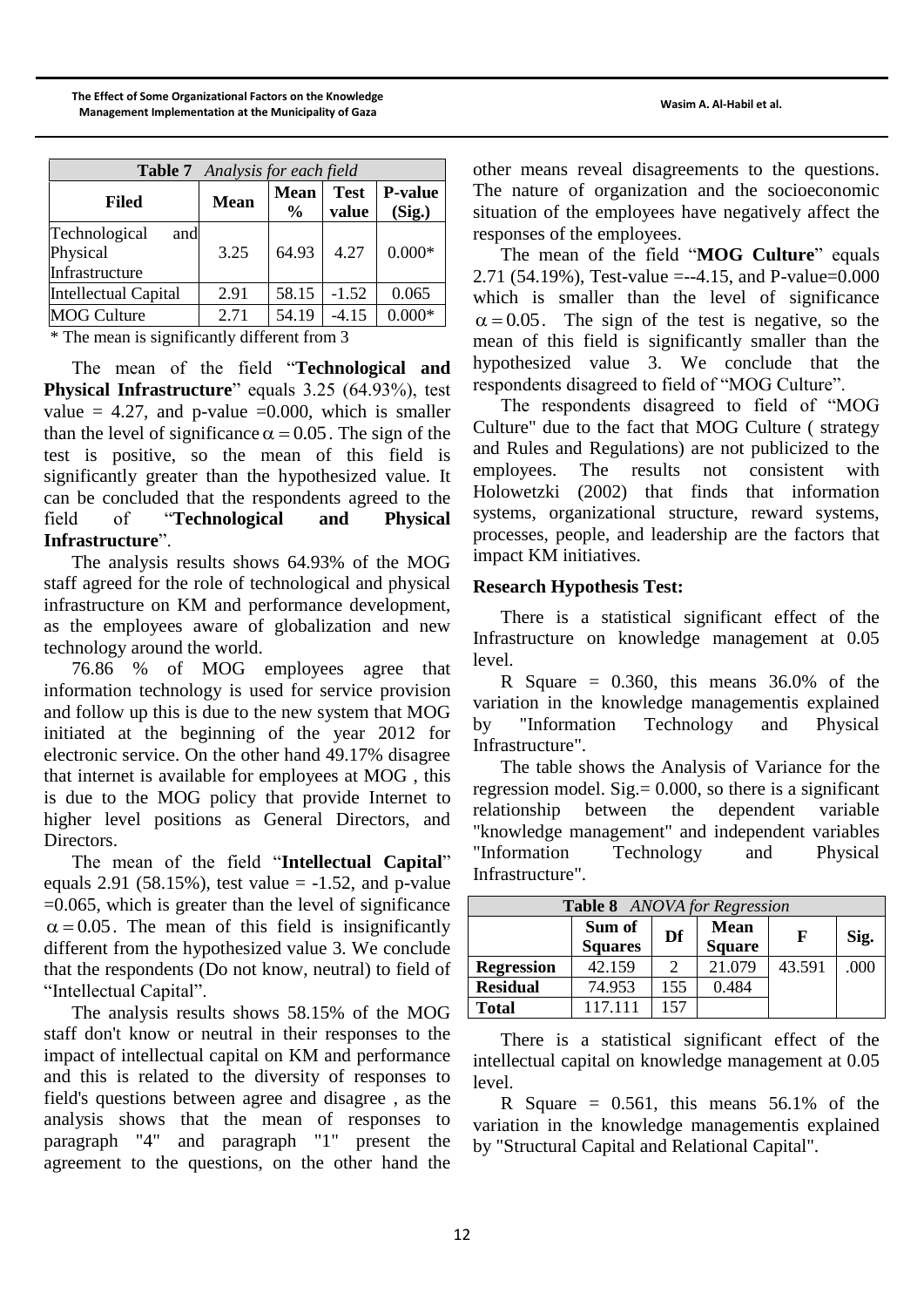**Table 7** *Analysis for each field*

| Filed | Mean | Mean % | Test value | P-value (Sig.) |
|---|---|---|---|---|
| Technological and Physical Infrastructure | 3.25 | 64.93 | 4.27 | 0.000* |
| Intellectual Capital | 2.91 | 58.15 | -1.52 | 0.065 |
| MOG Culture | 2.71 | 54.19 | -4.15 | 0.000* |

\* The mean is significantly different from 3

The mean of the field "**Technological and Physical Infrastructure**" equals 3.25 (64.93%), test value = 4.27, and p-value =0.000, which is smaller than the level of significance $\alpha = 0.05$. The sign of the test is positive, so the mean of this field is significantly greater than the hypothesized value. It can be concluded that the respondents agreed to the field of "**Technological and Physical Infrastructure**".

The analysis results shows 64.93% of the MOG staff agreed for the role of technological and physical infrastructure on KM and performance development, as the employees aware of globalization and new technology around the world.

76.86 % of MOG employees agree that information technology is used for service provision and follow up this is due to the new system that MOG initiated at the beginning of the year 2012 for electronic service. On the other hand 49.17% disagree that internet is available for employees at MOG , this is due to the MOG policy that provide Internet to higher level positions as General Directors, and Directors.

The mean of the field "**Intellectual Capital**" equals 2.91 (58.15%), test value = -1.52, and p-value =0.065, which is greater than the level of significance $\alpha = 0.05$. The mean of this field is insignificantly different from the hypothesized value 3. We conclude that the respondents (Do not know, neutral) to field of "Intellectual Capital".

The analysis results shows 58.15% of the MOG staff don't know or neutral in their responses to the impact of intellectual capital on KM and performance and this is related to the diversity of responses to field's questions between agree and disagree , as the analysis shows that the mean of responses to paragraph "4" and paragraph "1" present the agreement to the questions, on the other hand the other means reveal disagreements to the questions. The nature of organization and the socioeconomic situation of the employees have negatively affect the responses of the employees.

The mean of the field "**MOG Culture**" equals 2.71 (54.19%), Test-value =--4.15, and P-value=0.000 which is smaller than the level of significance $\alpha = 0.05$. The sign of the test is negative, so the mean of this field is significantly smaller than the hypothesized value 3. We conclude that the respondents disagreed to field of "MOG Culture".

The respondents disagreed to field of "MOG Culture" due to the fact that MOG Culture ( strategy and Rules and Regulations) are not publicized to the employees. The results not consistent with Holowetzki (2002) that finds that information systems, organizational structure, reward systems, processes, people, and leadership are the factors that impact KM initiatives.

**Research Hypothesis Test:**

There is a statistical significant effect of the Infrastructure on knowledge management at 0.05 level.

R Square = 0.360, this means 36.0% of the variation in the knowledge managementis explained by "Information Technology and Physical Infrastructure".

The table shows the Analysis of Variance for the regression model. Sig.= 0.000, so there is a significant relationship between the dependent variable "knowledge management" and independent variables "Information Technology and Physical Infrastructure".

**Table 8** *ANOVA for Regression*

| | Sum of Squares | Df | Mean Square | F | Sig. |
|---|---|---|---|---|---|
| **Regression** | 42.159 | 2 | 21.079 | 43.591 | .000 |
| **Residual** | 74.953 | 155 | 0.484 | | |
| **Total** | 117.111 | 157 | | | |

There is a statistical significant effect of the intellectual capital on knowledge management at 0.05 level.

R Square = 0.561, this means 56.1% of the variation in the knowledge managementis explained by "Structural Capital and Relational Capital".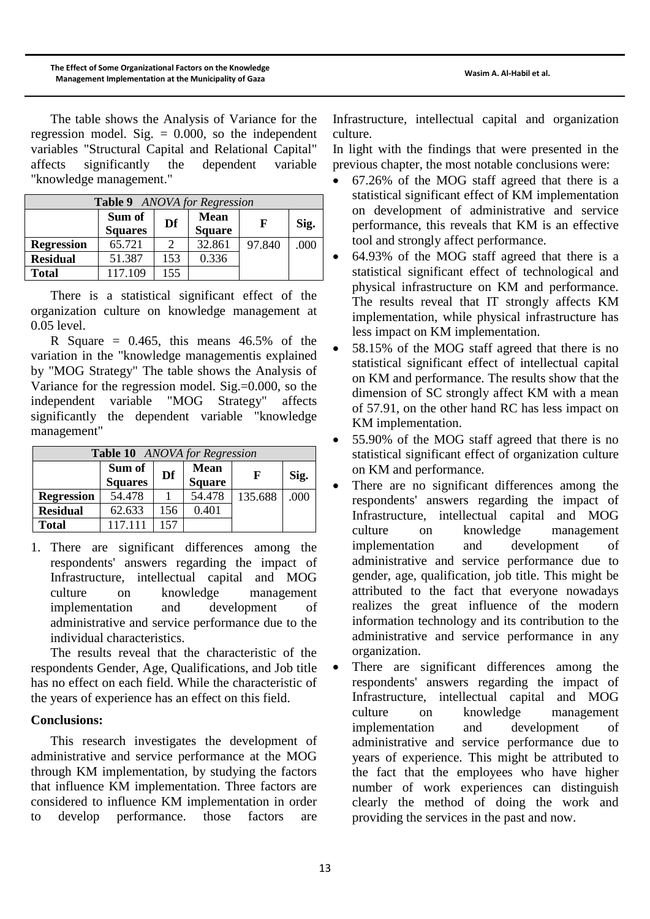The table shows the Analysis of Variance for the regression model. Sig. = 0.000, so the independent variables "Structural Capital and Relational Capital" affects significantly the dependent variable "knowledge management."

**Table 9** *ANOVA for Regression*

| | Sum of Squares | Df | Mean Square | F | Sig. |
|---|---|---|---|---|---|
| **Regression** | 65.721 | 2 | 32.861 | 97.840 | .000 |
| **Residual** | 51.387 | 153 | 0.336 | | |
| **Total** | 117.109 | 155 | | | |

There is a statistical significant effect of the organization culture on knowledge management at 0.05 level.

R Square = 0.465, this means 46.5% of the variation in the "knowledge managementis explained by "MOG Strategy" The table shows the Analysis of Variance for the regression model. Sig.=0.000, so the independent variable "MOG Strategy" affects significantly the dependent variable "knowledge management"

**Table 10** *ANOVA for Regression*

| | Sum of Squares | Df | Mean Square | F | Sig. |
|---|---|---|---|---|---|
| **Regression** | 54.478 | 1 | 54.478 | 135.688 | .000 |
| **Residual** | 62.633 | 156 | 0.401 | | |
| **Total** | 117.111 | 157 | | | |

1. There are significant differences among the respondents' answers regarding the impact of Infrastructure, intellectual capital and MOG culture on knowledge management implementation and development of administrative and service performance due to the individual characteristics.

The results reveal that the characteristic of the respondents Gender, Age, Qualifications, and Job title has no effect on each field. While the characteristic of the years of experience has an effect on this field.

### Conclusions:

This research investigates the development of administrative and service performance at the MOG through KM implementation, by studying the factors that influence KM implementation. Three factors are considered to influence KM implementation in order to develop performance. those factors are Infrastructure, intellectual capital and organization culture.

In light with the findings that were presented in the previous chapter, the most notable conclusions were:

- 67.26% of the MOG staff agreed that there is a statistical significant effect of KM implementation on development of administrative and service performance, this reveals that KM is an effective tool and strongly affect performance.
- 64.93% of the MOG staff agreed that there is a statistical significant effect of technological and physical infrastructure on KM and performance. The results reveal that IT strongly affects KM implementation, while physical infrastructure has less impact on KM implementation.
- 58.15% of the MOG staff agreed that there is no statistical significant effect of intellectual capital on KM and performance. The results show that the dimension of SC strongly affect KM with a mean of 57.91, on the other hand RC has less impact on KM implementation.
- 55.90% of the MOG staff agreed that there is no statistical significant effect of organization culture on KM and performance.
- There are no significant differences among the respondents' answers regarding the impact of Infrastructure, intellectual capital and MOG culture on knowledge management implementation and development of administrative and service performance due to gender, age, qualification, job title. This might be attributed to the fact that everyone nowadays realizes the great influence of the modern information technology and its contribution to the administrative and service performance in any organization.
- There are significant differences among the respondents' answers regarding the impact of Infrastructure, intellectual capital and MOG culture on knowledge management implementation and development of administrative and service performance due to years of experience. This might be attributed to the fact that the employees who have higher number of work experiences can distinguish clearly the method of doing the work and providing the services in the past and now.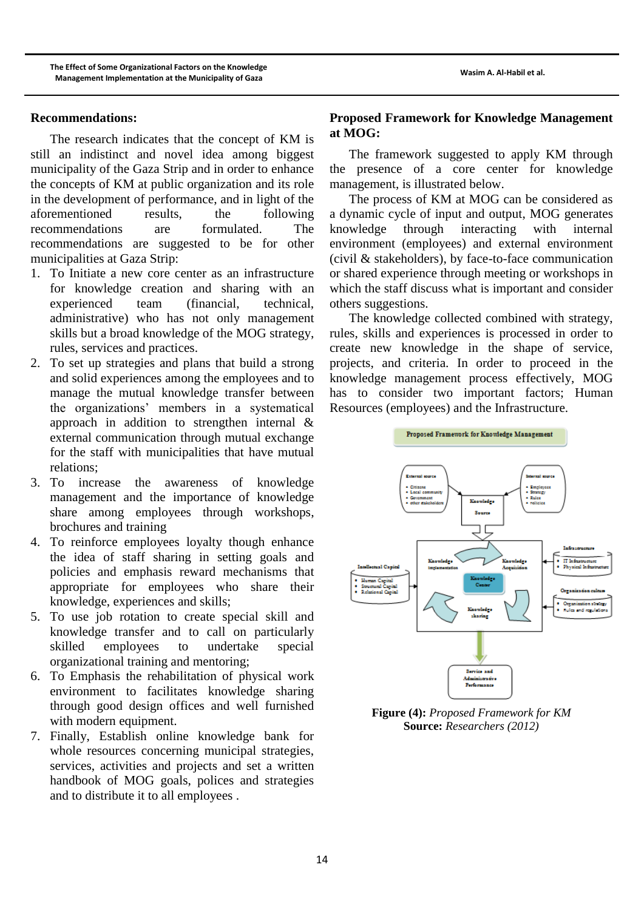## Recommendations:

The research indicates that the concept of KM is still an indistinct and novel idea among biggest municipality of the Gaza Strip and in order to enhance the concepts of KM at public organization and its role in the development of performance, and in light of the aforementioned results, the following recommendations are formulated. The recommendations are suggested to be for other municipalities at Gaza Strip:

1. To Initiate a new core center as an infrastructure for knowledge creation and sharing with an experienced team (financial, technical, administrative) who has not only management skills but a broad knowledge of the MOG strategy, rules, services and practices.
2. To set up strategies and plans that build a strong and solid experiences among the employees and to manage the mutual knowledge transfer between the organizations' members in a systematical approach in addition to strengthen internal & external communication through mutual exchange for the staff with municipalities that have mutual relations;
3. To increase the awareness of knowledge management and the importance of knowledge share among employees through workshops, brochures and training
4. To reinforce employees loyalty though enhance the idea of staff sharing in setting goals and policies and emphasis reward mechanisms that appropriate for employees who share their knowledge, experiences and skills;
5. To use job rotation to create special skill and knowledge transfer and to call on particularly skilled employees to undertake special organizational training and mentoring;
6. To Emphasis the rehabilitation of physical work environment to facilitates knowledge sharing through good design offices and well furnished with modern equipment.
7. Finally, Establish online knowledge bank for whole resources concerning municipal strategies, services, activities and projects and set a written handbook of MOG goals, polices and strategies and to distribute it to all employees .

## Proposed Framework for Knowledge Management at MOG:

The framework suggested to apply KM through the presence of a core center for knowledge management, is illustrated below.

The process of KM at MOG can be considered as a dynamic cycle of input and output, MOG generates knowledge through interacting with internal environment (employees) and external environment (civil & stakeholders), by face-to-face communication or shared experience through meeting or workshops in which the staff discuss what is important and consider others suggestions.

The knowledge collected combined with strategy, rules, skills and experiences is processed in order to create new knowledge in the shape of service, projects, and criteria. In order to proceed in the knowledge management process effectively, MOG has to consider two important factors; Human Resources (employees) and the Infrastructure.

Proposed Framework for Knowledge Management

External source
- Citizens
- Local community
- Government
- other stakeholders

Internal source
- Employees
- Strategy
- Rules
- policies

Knowledge Source

Knowledge implementation

Knowledge Acquisition

Knowledge Center

Knowledge sharing

Intellectual Capital
- Human Capital
- Structural Capital
- Relational Capital

Infrastructure
- IT Infrastructure
- Physical Infrastructure

Organization culture
- Organization strategy
- Rules and regulations

Service and Administrative Performance

**Figure (4):** *Proposed Framework for KM*
**Source:** *Researchers (2012)*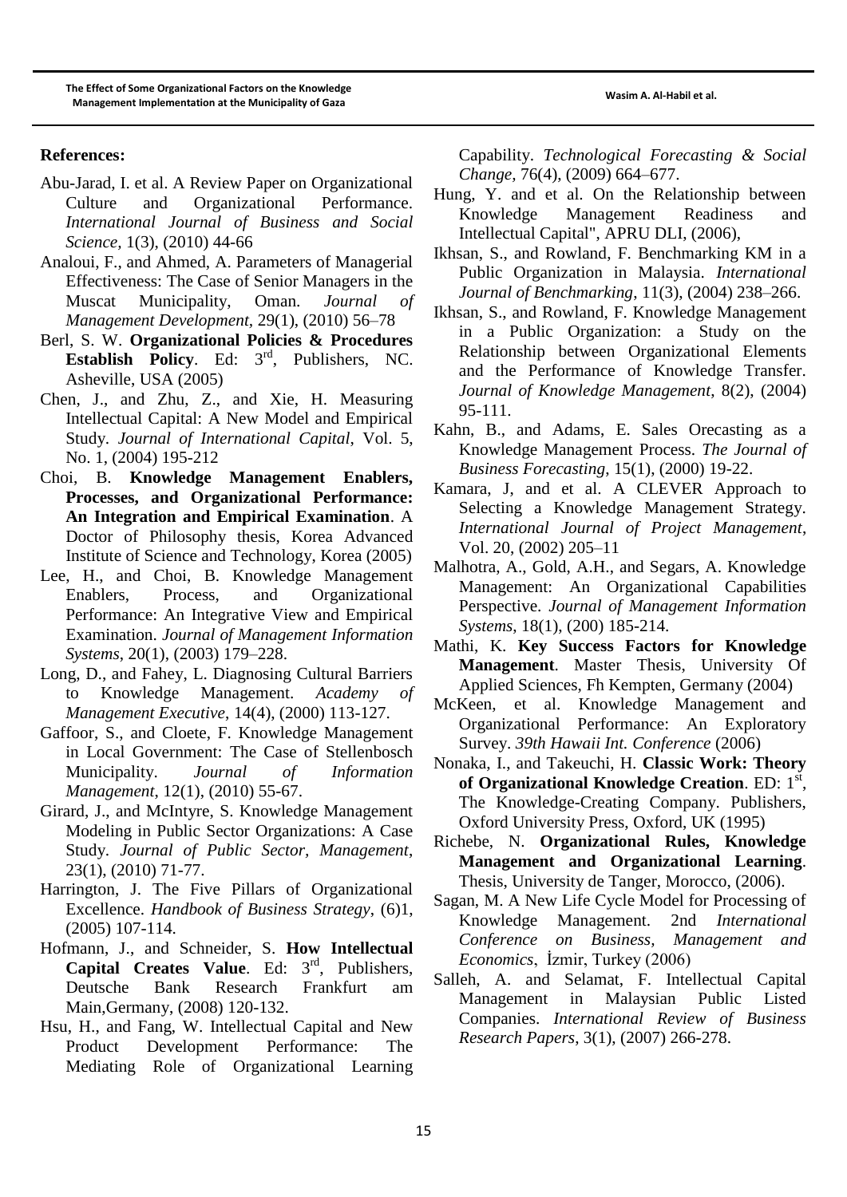## References:

Abu-Jarad, I. et al. A Review Paper on Organizational Culture and Organizational Performance. *International Journal of Business and Social Science*, 1(3), (2010) 44-66

Analoui, F., and Ahmed, A. Parameters of Managerial Effectiveness: The Case of Senior Managers in the Muscat Municipality, Oman. *Journal of Management Development*, 29(1), (2010) 56–78

Berl, S. W. **Organizational Policies & Procedures Establish Policy**. Ed: 3rd, Publishers, NC. Asheville, USA (2005)

Chen, J., and Zhu, Z., and Xie, H. Measuring Intellectual Capital: A New Model and Empirical Study. *Journal of International Capital*, Vol. 5, No. 1, (2004) 195-212

Choi, B. **Knowledge Management Enablers, Processes, and Organizational Performance: An Integration and Empirical Examination**. A Doctor of Philosophy thesis, Korea Advanced Institute of Science and Technology, Korea (2005)

Lee, H., and Choi, B. Knowledge Management Enablers, Process, and Organizational Performance: An Integrative View and Empirical Examination. *Journal of Management Information Systems*, 20(1), (2003) 179–228.

Long, D., and Fahey, L. Diagnosing Cultural Barriers to Knowledge Management. *Academy of Management Executive*, 14(4), (2000) 113-127.

Gaffoor, S., and Cloete, F. Knowledge Management in Local Government: The Case of Stellenbosch Municipality. *Journal of Information Management*, 12(1), (2010) 55-67.

Girard, J., and McIntyre, S. Knowledge Management Modeling in Public Sector Organizations: A Case Study. *Journal of Public Sector, Management*, 23(1), (2010) 71-77.

Harrington, J. The Five Pillars of Organizational Excellence. *Handbook of Business Strategy*, (6)1, (2005) 107-114.

Hofmann, J., and Schneider, S. **How Intellectual Capital Creates Value**. Ed: 3rd, Publishers, Deutsche Bank Research Frankfurt am Main,Germany, (2008) 120-132.

Hsu, H., and Fang, W. Intellectual Capital and New Product Development Performance: The Mediating Role of Organizational Learning Capability. *Technological Forecasting & Social Change*, 76(4), (2009) 664–677.

Hung, Y. and et al. On the Relationship between Knowledge Management Readiness and Intellectual Capital", APRU DLI, (2006),

Ikhsan, S., and Rowland, F. Benchmarking KM in a Public Organization in Malaysia. *International Journal of Benchmarking*, 11(3), (2004) 238–266.

Ikhsan, S., and Rowland, F. Knowledge Management in a Public Organization: a Study on the Relationship between Organizational Elements and the Performance of Knowledge Transfer. *Journal of Knowledge Management*, 8(2), (2004) 95-111.

Kahn, B., and Adams, E. Sales Orecasting as a Knowledge Management Process. *The Journal of Business Forecasting*, 15(1), (2000) 19-22.

Kamara, J, and et al. A CLEVER Approach to Selecting a Knowledge Management Strategy. *International Journal of Project Management*, Vol. 20, (2002) 205–11

Malhotra, A., Gold, A.H., and Segars, A. Knowledge Management: An Organizational Capabilities Perspective. *Journal of Management Information Systems*, 18(1), (200) 185-214.

Mathi, K. **Key Success Factors for Knowledge Management**. Master Thesis, University Of Applied Sciences, Fh Kempten, Germany (2004)

McKeen, et al. Knowledge Management and Organizational Performance: An Exploratory Survey. *39th Hawaii Int. Conference* (2006)

Nonaka, I., and Takeuchi, H. **Classic Work: Theory of Organizational Knowledge Creation**. ED: 1st, The Knowledge-Creating Company. Publishers, Oxford University Press, Oxford, UK (1995)

Richebe, N. **Organizational Rules, Knowledge Management and Organizational Learning**. Thesis, University de Tanger, Morocco, (2006).

Sagan, M. A New Life Cycle Model for Processing of Knowledge Management. 2nd *International Conference on Business, Management and Economics*, İzmir, Turkey (2006)

Salleh, A. and Selamat, F. Intellectual Capital Management in Malaysian Public Listed Companies. *International Review of Business Research Papers*, 3(1), (2007) 266-278.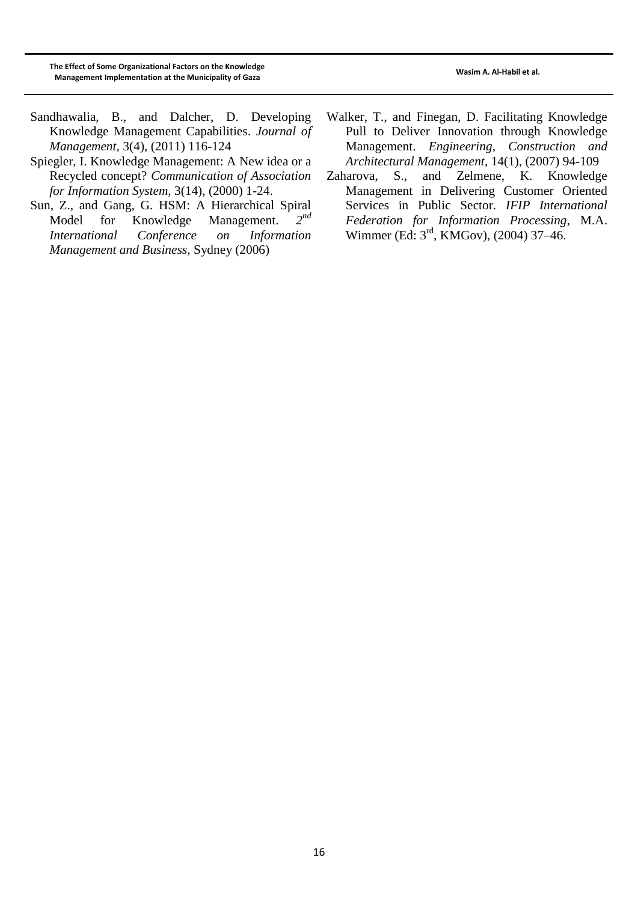Sandhawalia, B., and Dalcher, D. Developing Knowledge Management Capabilities. *Journal of Management*, 3(4), (2011) 116-124

Spiegler, I. Knowledge Management: A New idea or a Recycled concept? *Communication of Association for Information System*, 3(14), (2000) 1-24.

Sun, Z., and Gang, G. HSM: A Hierarchical Spiral Model for Knowledge Management. *2nd International Conference on Information Management and Business*, Sydney (2006)

Walker, T., and Finegan, D. Facilitating Knowledge Pull to Deliver Innovation through Knowledge Management. *Engineering, Construction and Architectural Management*, 14(1), (2007) 94-109

Zaharova, S., and Zelmene, K. Knowledge Management in Delivering Customer Oriented Services in Public Sector. *IFIP International Federation for Information Processing*, M.A. Wimmer (Ed: 3rd, KMGov), (2004) 37–46.